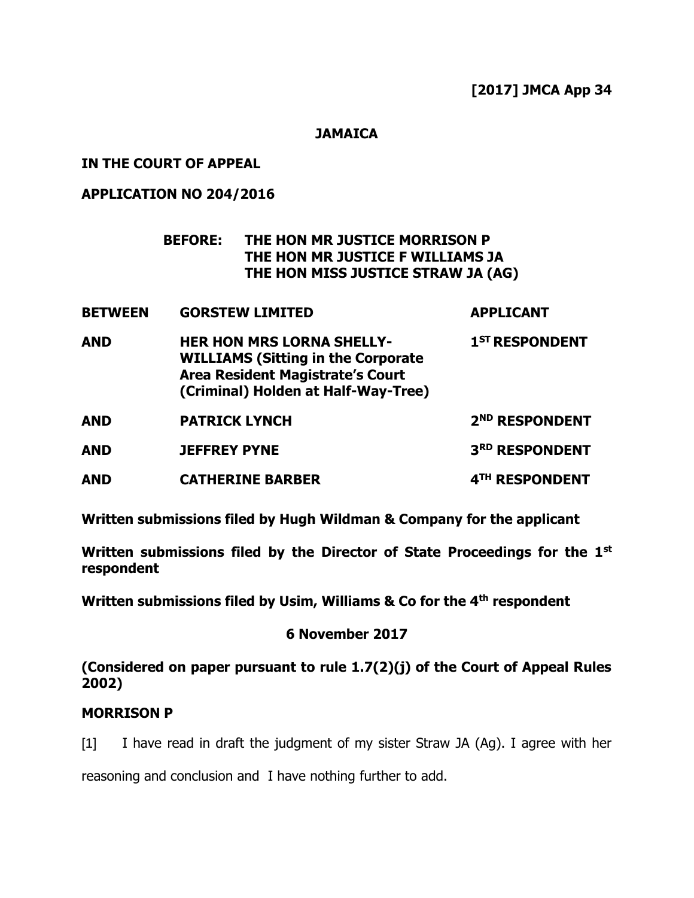**[2017] JMCA App 34**

**JAMAICA**

**IN THE COURT OF APPEAL**

**APPLICATION NO 204/2016**

**BEFORE: THE HON MR JUSTICE MORRISON P**
**THE HON MR JUSTICE F WILLIAMS JA**
**THE HON MISS JUSTICE STRAW JA (AG)**

| | | |
|---|---|---|
| **BETWEEN** | **GORSTEW LIMITED** | **APPLICANT** |
| **AND** | **HER HON MRS LORNA SHELLY-WILLIAMS (Sitting in the Corporate Area Resident Magistrate's Court (Criminal) Holden at Half-Way-Tree)** | **1ST RESPONDENT** |
| **AND** | **PATRICK LYNCH** | **2ND RESPONDENT** |
| **AND** | **JEFFREY PYNE** | **3RD RESPONDENT** |
| **AND** | **CATHERINE BARBER** | **4TH RESPONDENT** |

**Written submissions filed by Hugh Wildman & Company for the applicant**

**Written submissions filed by the Director of State Proceedings for the 1st respondent**

**Written submissions filed by Usim, Williams & Co for the 4th respondent**

**6 November 2017**

**(Considered on paper pursuant to rule 1.7(2)(j) of the Court of Appeal Rules 2002)**

**MORRISON P**

[1] I have read in draft the judgment of my sister Straw JA (Ag). I agree with her reasoning and conclusion and I have nothing further to add.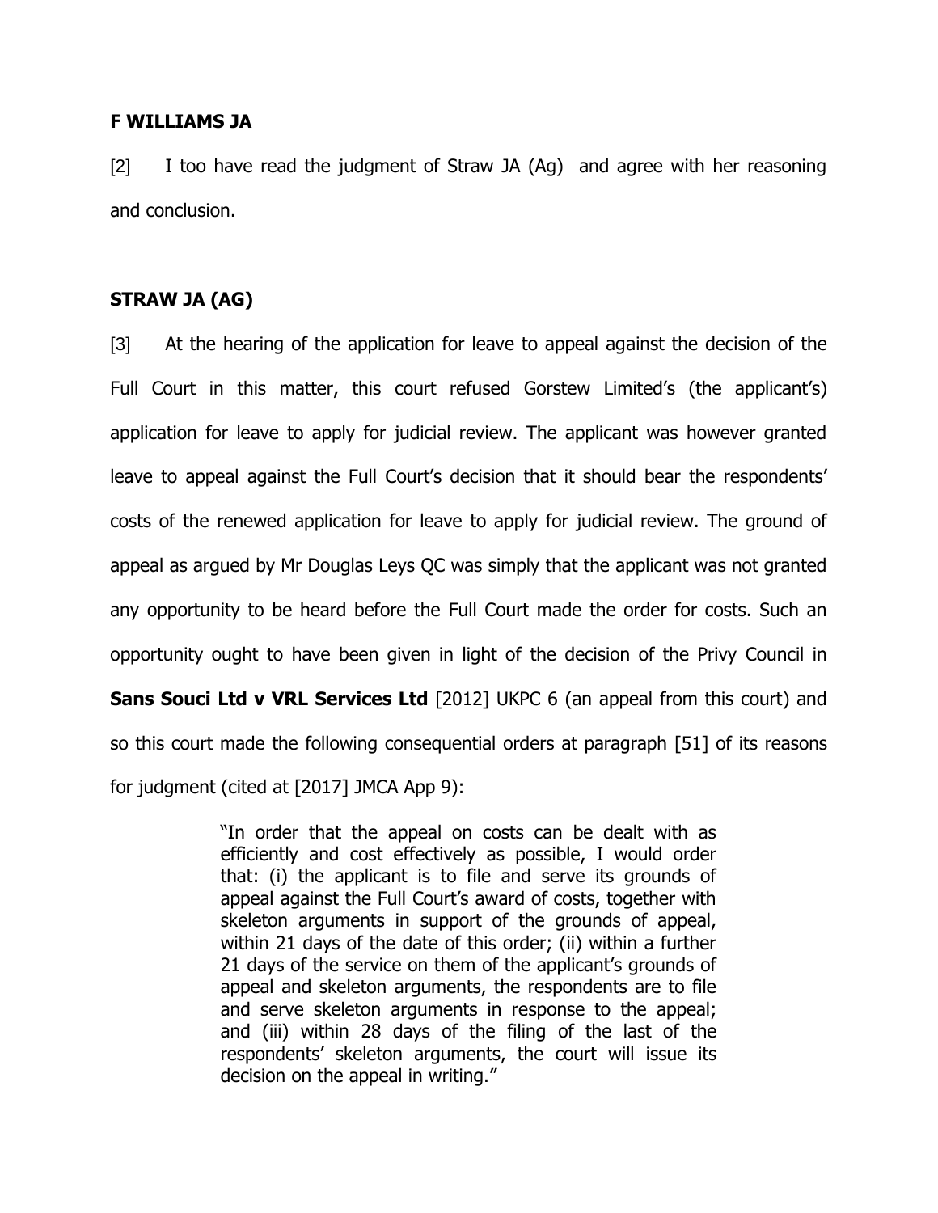**F WILLIAMS JA**

[2] I too have read the judgment of Straw JA (Ag) and agree with her reasoning and conclusion.

**STRAW JA (AG)**

[3] At the hearing of the application for leave to appeal against the decision of the Full Court in this matter, this court refused Gorstew Limited's (the applicant's) application for leave to apply for judicial review. The applicant was however granted leave to appeal against the Full Court's decision that it should bear the respondents' costs of the renewed application for leave to apply for judicial review. The ground of appeal as argued by Mr Douglas Leys QC was simply that the applicant was not granted any opportunity to be heard before the Full Court made the order for costs. Such an opportunity ought to have been given in light of the decision of the Privy Council in **Sans Souci Ltd v VRL Services Ltd** [2012] UKPC 6 (an appeal from this court) and so this court made the following consequential orders at paragraph [51] of its reasons for judgment (cited at [2017] JMCA App 9):

> "In order that the appeal on costs can be dealt with as efficiently and cost effectively as possible, I would order that: (i) the applicant is to file and serve its grounds of appeal against the Full Court's award of costs, together with skeleton arguments in support of the grounds of appeal, within 21 days of the date of this order; (ii) within a further 21 days of the service on them of the applicant's grounds of appeal and skeleton arguments, the respondents are to file and serve skeleton arguments in response to the appeal; and (iii) within 28 days of the filing of the last of the respondents' skeleton arguments, the court will issue its decision on the appeal in writing."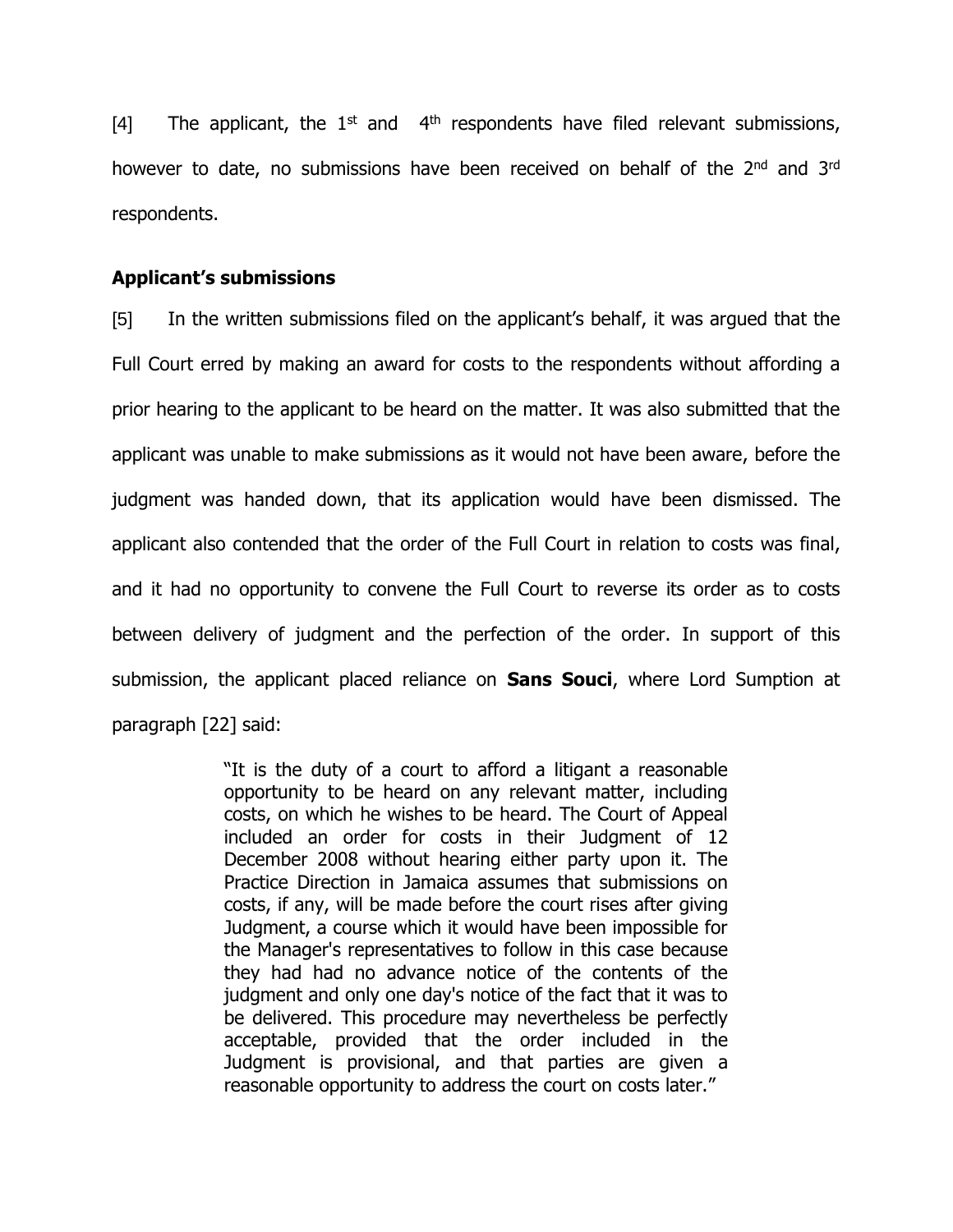[4] The applicant, the 1st and 4th respondents have filed relevant submissions, however to date, no submissions have been received on behalf of the 2nd and 3rd respondents.

### Applicant's submissions

[5] In the written submissions filed on the applicant's behalf, it was argued that the Full Court erred by making an award for costs to the respondents without affording a prior hearing to the applicant to be heard on the matter. It was also submitted that the applicant was unable to make submissions as it would not have been aware, before the judgment was handed down, that its application would have been dismissed. The applicant also contended that the order of the Full Court in relation to costs was final, and it had no opportunity to convene the Full Court to reverse its order as to costs between delivery of judgment and the perfection of the order. In support of this submission, the applicant placed reliance on **Sans Souci**, where Lord Sumption at paragraph [22] said:

> "It is the duty of a court to afford a litigant a reasonable opportunity to be heard on any relevant matter, including costs, on which he wishes to be heard. The Court of Appeal included an order for costs in their Judgment of 12 December 2008 without hearing either party upon it. The Practice Direction in Jamaica assumes that submissions on costs, if any, will be made before the court rises after giving Judgment, a course which it would have been impossible for the Manager's representatives to follow in this case because they had had no advance notice of the contents of the judgment and only one day's notice of the fact that it was to be delivered. This procedure may nevertheless be perfectly acceptable, provided that the order included in the Judgment is provisional, and that parties are given a reasonable opportunity to address the court on costs later."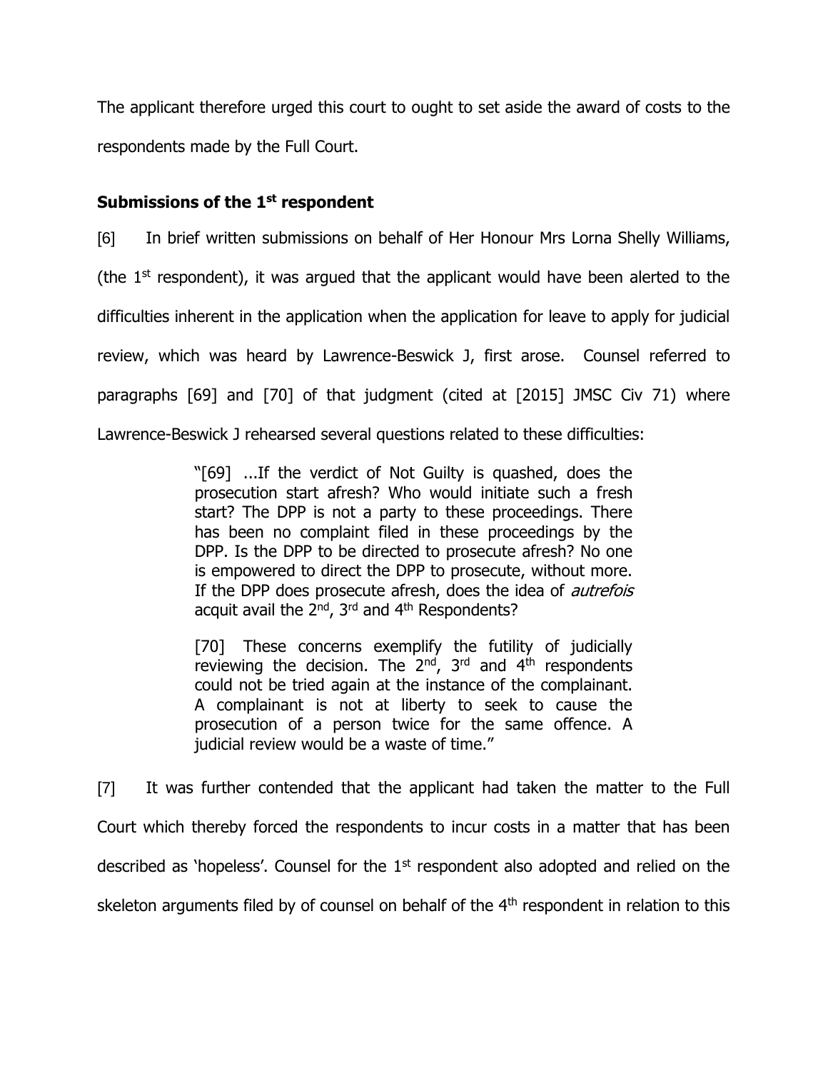The applicant therefore urged this court to ought to set aside the award of costs to the respondents made by the Full Court.

### Submissions of the 1st respondent

[6] In brief written submissions on behalf of Her Honour Mrs Lorna Shelly Williams, (the 1st respondent), it was argued that the applicant would have been alerted to the difficulties inherent in the application when the application for leave to apply for judicial review, which was heard by Lawrence-Beswick J, first arose. Counsel referred to paragraphs [69] and [70] of that judgment (cited at [2015] JMSC Civ 71) where Lawrence-Beswick J rehearsed several questions related to these difficulties:

> "[69] ...If the verdict of Not Guilty is quashed, does the prosecution start afresh? Who would initiate such a fresh start? The DPP is not a party to these proceedings. There has been no complaint filed in these proceedings by the DPP. Is the DPP to be directed to prosecute afresh? No one is empowered to direct the DPP to prosecute, without more. If the DPP does prosecute afresh, does the idea of *autrefois* acquit avail the 2nd, 3rd and 4th Respondents?
>
> [70] These concerns exemplify the futility of judicially reviewing the decision. The 2nd, 3rd and 4th respondents could not be tried again at the instance of the complainant. A complainant is not at liberty to seek to cause the prosecution of a person twice for the same offence. A judicial review would be a waste of time."

[7] It was further contended that the applicant had taken the matter to the Full Court which thereby forced the respondents to incur costs in a matter that has been described as 'hopeless'. Counsel for the 1st respondent also adopted and relied on the skeleton arguments filed by of counsel on behalf of the 4th respondent in relation to this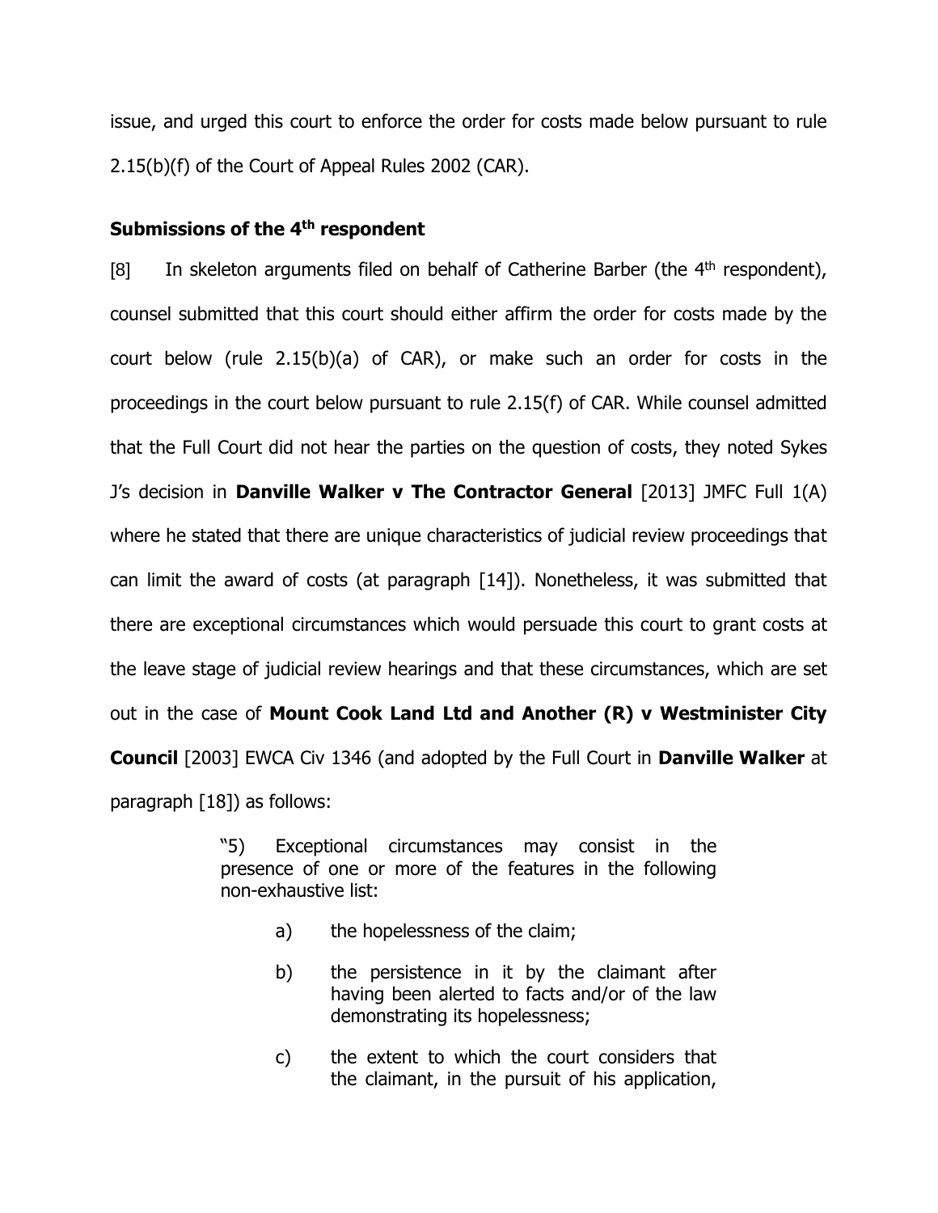issue, and urged this court to enforce the order for costs made below pursuant to rule 2.15(b)(f) of the Court of Appeal Rules 2002 (CAR).

### Submissions of the 4th respondent

[8] In skeleton arguments filed on behalf of Catherine Barber (the 4th respondent), counsel submitted that this court should either affirm the order for costs made by the court below (rule 2.15(b)(a) of CAR), or make such an order for costs in the proceedings in the court below pursuant to rule 2.15(f) of CAR. While counsel admitted that the Full Court did not hear the parties on the question of costs, they noted Sykes J's decision in **Danville Walker v The Contractor General** [2013] JMFC Full 1(A) where he stated that there are unique characteristics of judicial review proceedings that can limit the award of costs (at paragraph [14]). Nonetheless, it was submitted that there are exceptional circumstances which would persuade this court to grant costs at the leave stage of judicial review hearings and that these circumstances, which are set out in the case of **Mount Cook Land Ltd and Another (R) v Westminister City Council** [2003] EWCA Civ 1346 (and adopted by the Full Court in **Danville Walker** at paragraph [18]) as follows:

> "5) Exceptional circumstances may consist in the presence of one or more of the features in the following non-exhaustive list:
>
> a) the hopelessness of the claim;
>
> b) the persistence in it by the claimant after having been alerted to facts and/or of the law demonstrating its hopelessness;
>
> c) the extent to which the court considers that the claimant, in the pursuit of his application,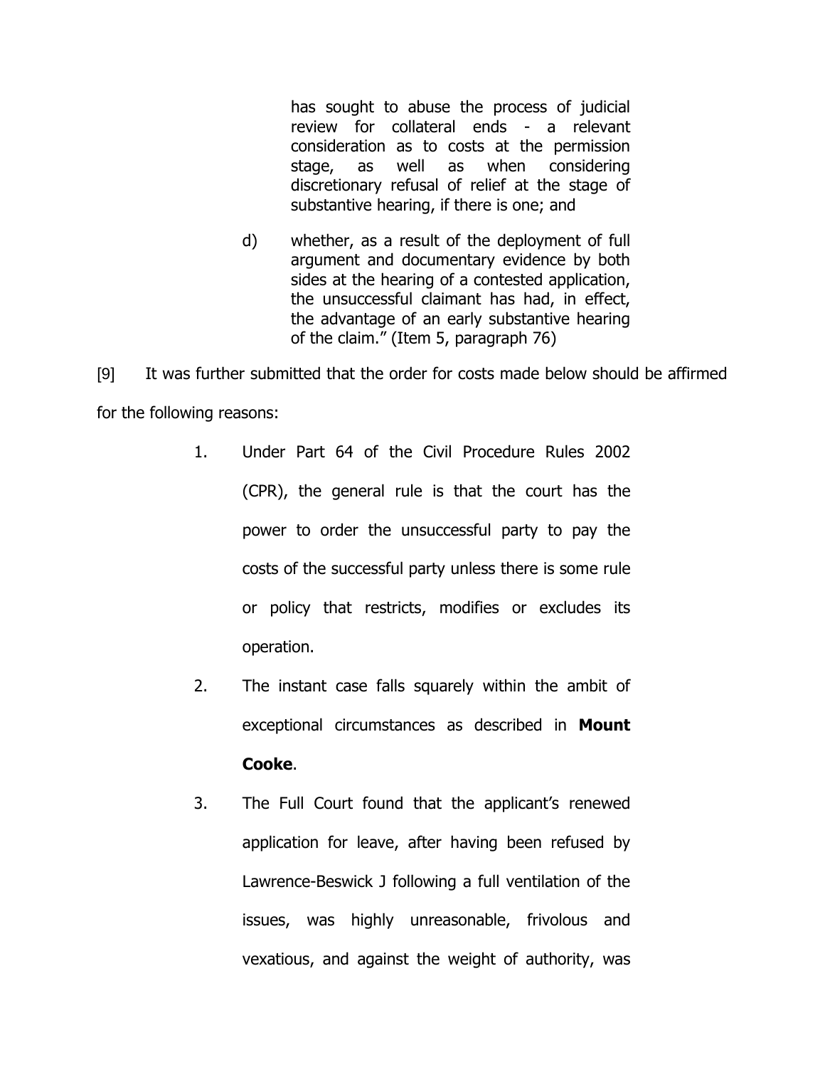> has sought to abuse the process of judicial review for collateral ends - a relevant consideration as to costs at the permission stage, as well as when considering discretionary refusal of relief at the stage of substantive hearing, if there is one; and
>
> d) whether, as a result of the deployment of full argument and documentary evidence by both sides at the hearing of a contested application, the unsuccessful claimant has had, in effect, the advantage of an early substantive hearing of the claim." (Item 5, paragraph 76)

[9] It was further submitted that the order for costs made below should be affirmed for the following reasons:

1. Under Part 64 of the Civil Procedure Rules 2002 (CPR), the general rule is that the court has the power to order the unsuccessful party to pay the costs of the successful party unless there is some rule or policy that restricts, modifies or excludes its operation.
2. The instant case falls squarely within the ambit of exceptional circumstances as described in **Mount Cooke**.
3. The Full Court found that the applicant's renewed application for leave, after having been refused by Lawrence-Beswick J following a full ventilation of the issues, was highly unreasonable, frivolous and vexatious, and against the weight of authority, was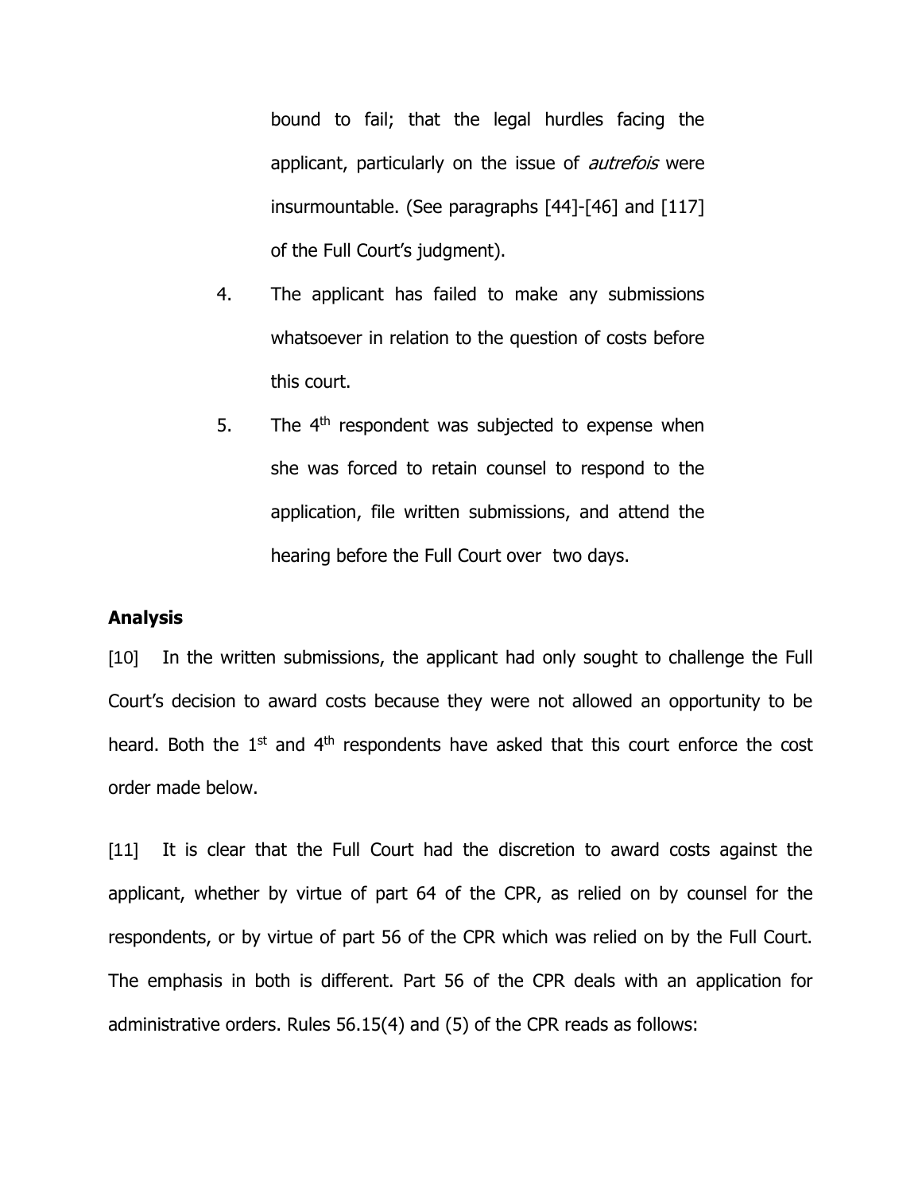bound to fail; that the legal hurdles facing the applicant, particularly on the issue of *autrefois* were insurmountable. (See paragraphs [44]-[46] and [117] of the Full Court's judgment).

4. The applicant has failed to make any submissions whatsoever in relation to the question of costs before this court.

5. The 4th respondent was subjected to expense when she was forced to retain counsel to respond to the application, file written submissions, and attend the hearing before the Full Court over two days.

## Analysis

[10] In the written submissions, the applicant had only sought to challenge the Full Court's decision to award costs because they were not allowed an opportunity to be heard. Both the 1st and 4th respondents have asked that this court enforce the cost order made below.

[11] It is clear that the Full Court had the discretion to award costs against the applicant, whether by virtue of part 64 of the CPR, as relied on by counsel for the respondents, or by virtue of part 56 of the CPR which was relied on by the Full Court. The emphasis in both is different. Part 56 of the CPR deals with an application for administrative orders. Rules 56.15(4) and (5) of the CPR reads as follows: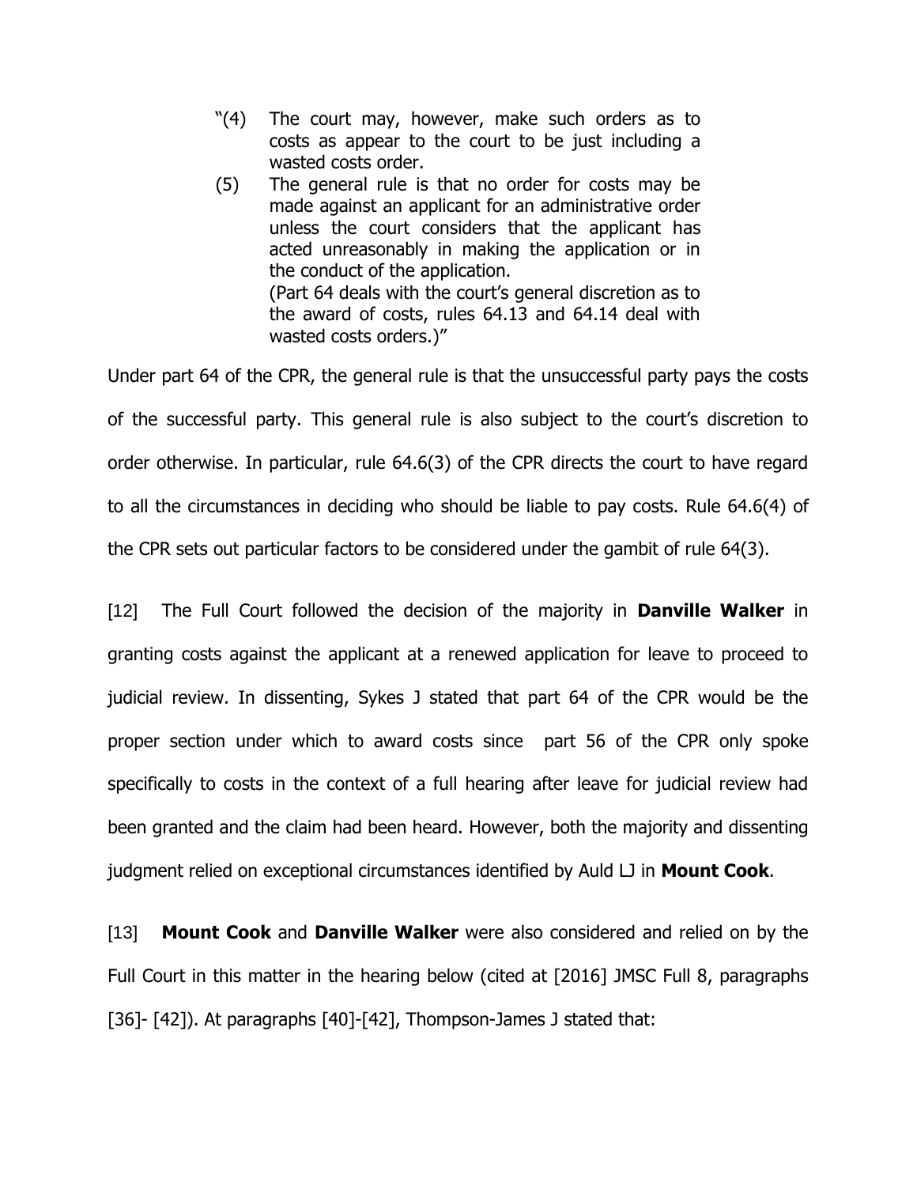> "(4) The court may, however, make such orders as to costs as appear to the court to be just including a wasted costs order.
>
> (5) The general rule is that no order for costs may be made against an applicant for an administrative order unless the court considers that the applicant has acted unreasonably in making the application or in the conduct of the application.
>
> (Part 64 deals with the court's general discretion as to the award of costs, rules 64.13 and 64.14 deal with wasted costs orders.)"

Under part 64 of the CPR, the general rule is that the unsuccessful party pays the costs of the successful party. This general rule is also subject to the court's discretion to order otherwise. In particular, rule 64.6(3) of the CPR directs the court to have regard to all the circumstances in deciding who should be liable to pay costs. Rule 64.6(4) of the CPR sets out particular factors to be considered under the gambit of rule 64(3).

[12] The Full Court followed the decision of the majority in **Danville Walker** in granting costs against the applicant at a renewed application for leave to proceed to judicial review. In dissenting, Sykes J stated that part 64 of the CPR would be the proper section under which to award costs since part 56 of the CPR only spoke specifically to costs in the context of a full hearing after leave for judicial review had been granted and the claim had been heard. However, both the majority and dissenting judgment relied on exceptional circumstances identified by Auld LJ in **Mount Cook**.

[13] **Mount Cook** and **Danville Walker** were also considered and relied on by the Full Court in this matter in the hearing below (cited at [2016] JMSC Full 8, paragraphs [36]- [42]). At paragraphs [40]-[42], Thompson-James J stated that: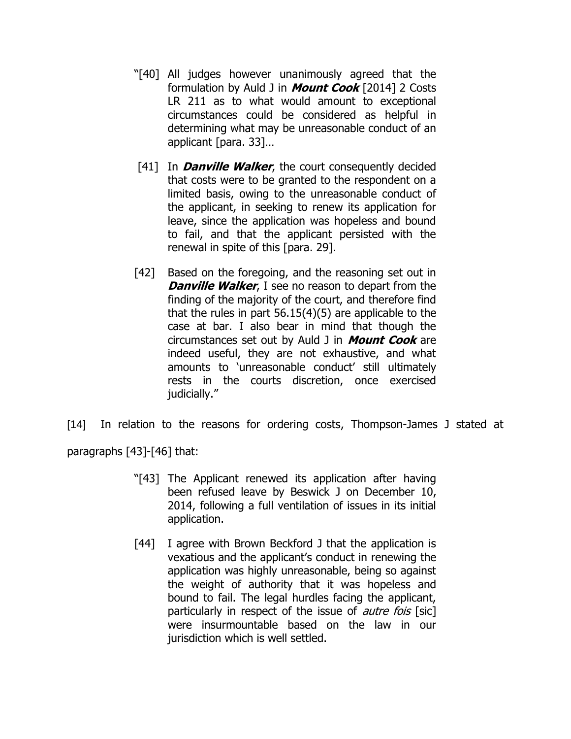> "[40] All judges however unanimously agreed that the formulation by Auld J in ***Mount Cook*** [2014] 2 Costs LR 211 as to what would amount to exceptional circumstances could be considered as helpful in determining what may be unreasonable conduct of an applicant [para. 33]…
>
> [41] In ***Danville Walker***, the court consequently decided that costs were to be granted to the respondent on a limited basis, owing to the unreasonable conduct of the applicant, in seeking to renew its application for leave, since the application was hopeless and bound to fail, and that the applicant persisted with the renewal in spite of this [para. 29].
>
> [42] Based on the foregoing, and the reasoning set out in ***Danville Walker***, I see no reason to depart from the finding of the majority of the court, and therefore find that the rules in part 56.15(4)(5) are applicable to the case at bar. I also bear in mind that though the circumstances set out by Auld J in ***Mount Cook*** are indeed useful, they are not exhaustive, and what amounts to 'unreasonable conduct' still ultimately rests in the courts discretion, once exercised judicially."

[14] In relation to the reasons for ordering costs, Thompson-James J stated at paragraphs [43]-[46] that:

> "[43] The Applicant renewed its application after having been refused leave by Beswick J on December 10, 2014, following a full ventilation of issues in its initial application.
>
> [44] I agree with Brown Beckford J that the application is vexatious and the applicant's conduct in renewing the application was highly unreasonable, being so against the weight of authority that it was hopeless and bound to fail. The legal hurdles facing the applicant, particularly in respect of the issue of *autre fois* [sic] were insurmountable based on the law in our jurisdiction which is well settled.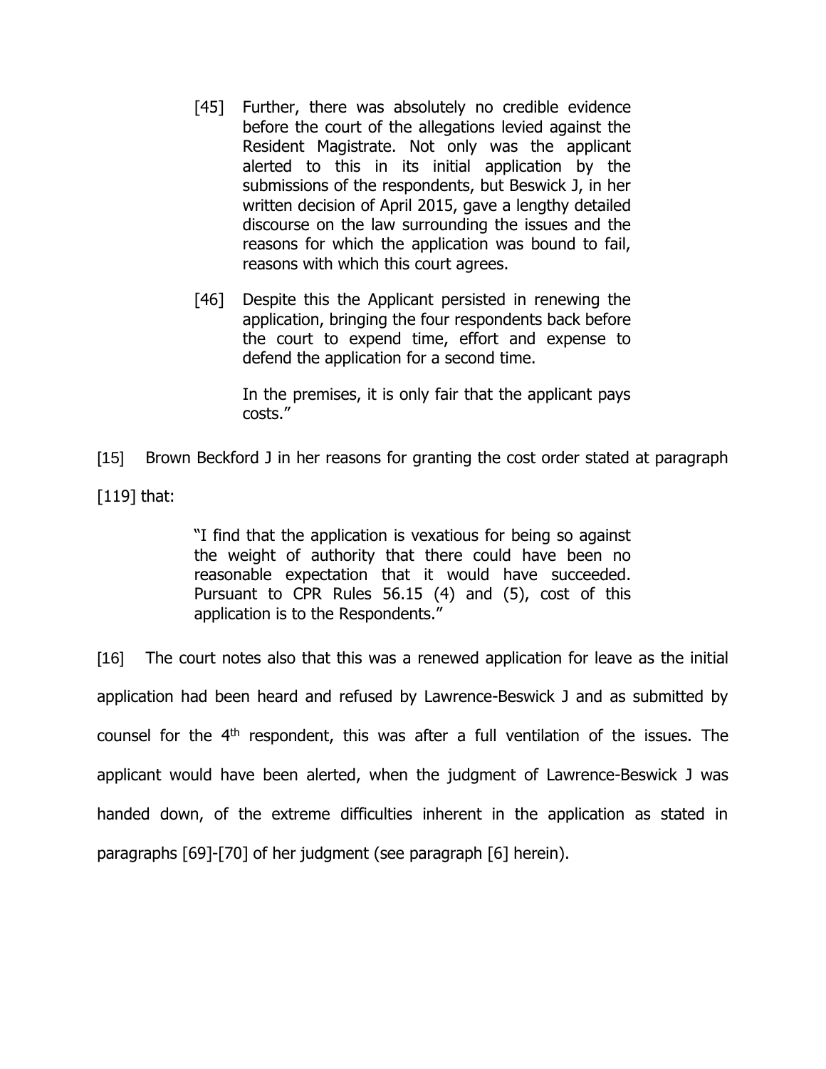> [45] Further, there was absolutely no credible evidence before the court of the allegations levied against the Resident Magistrate. Not only was the applicant alerted to this in its initial application by the submissions of the respondents, but Beswick J, in her written decision of April 2015, gave a lengthy detailed discourse on the law surrounding the issues and the reasons for which the application was bound to fail, reasons with which this court agrees.
>
> [46] Despite this the Applicant persisted in renewing the application, bringing the four respondents back before the court to expend time, effort and expense to defend the application for a second time.
>
> In the premises, it is only fair that the applicant pays costs."

[15] Brown Beckford J in her reasons for granting the cost order stated at paragraph [119] that:

> "I find that the application is vexatious for being so against the weight of authority that there could have been no reasonable expectation that it would have succeeded. Pursuant to CPR Rules 56.15 (4) and (5), cost of this application is to the Respondents."

[16] The court notes also that this was a renewed application for leave as the initial application had been heard and refused by Lawrence-Beswick J and as submitted by counsel for the 4th respondent, this was after a full ventilation of the issues. The applicant would have been alerted, when the judgment of Lawrence-Beswick J was handed down, of the extreme difficulties inherent in the application as stated in paragraphs [69]-[70] of her judgment (see paragraph [6] herein).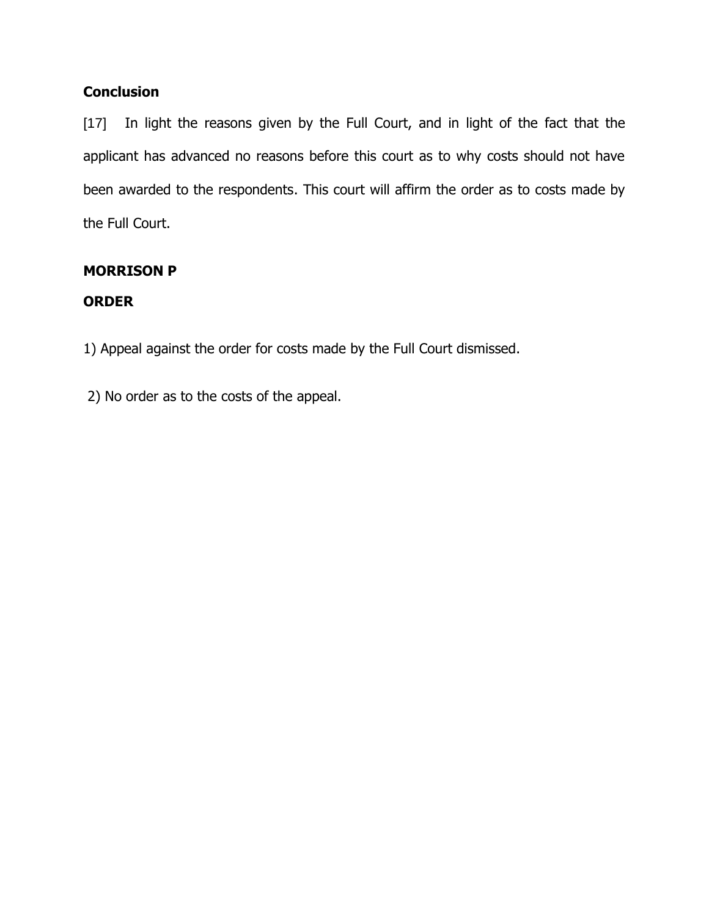## Conclusion

[17] In light the reasons given by the Full Court, and in light of the fact that the applicant has advanced no reasons before this court as to why costs should not have been awarded to the respondents. This court will affirm the order as to costs made by the Full Court.

**MORRISON P**

**ORDER**

1) Appeal against the order for costs made by the Full Court dismissed.

2) No order as to the costs of the appeal.